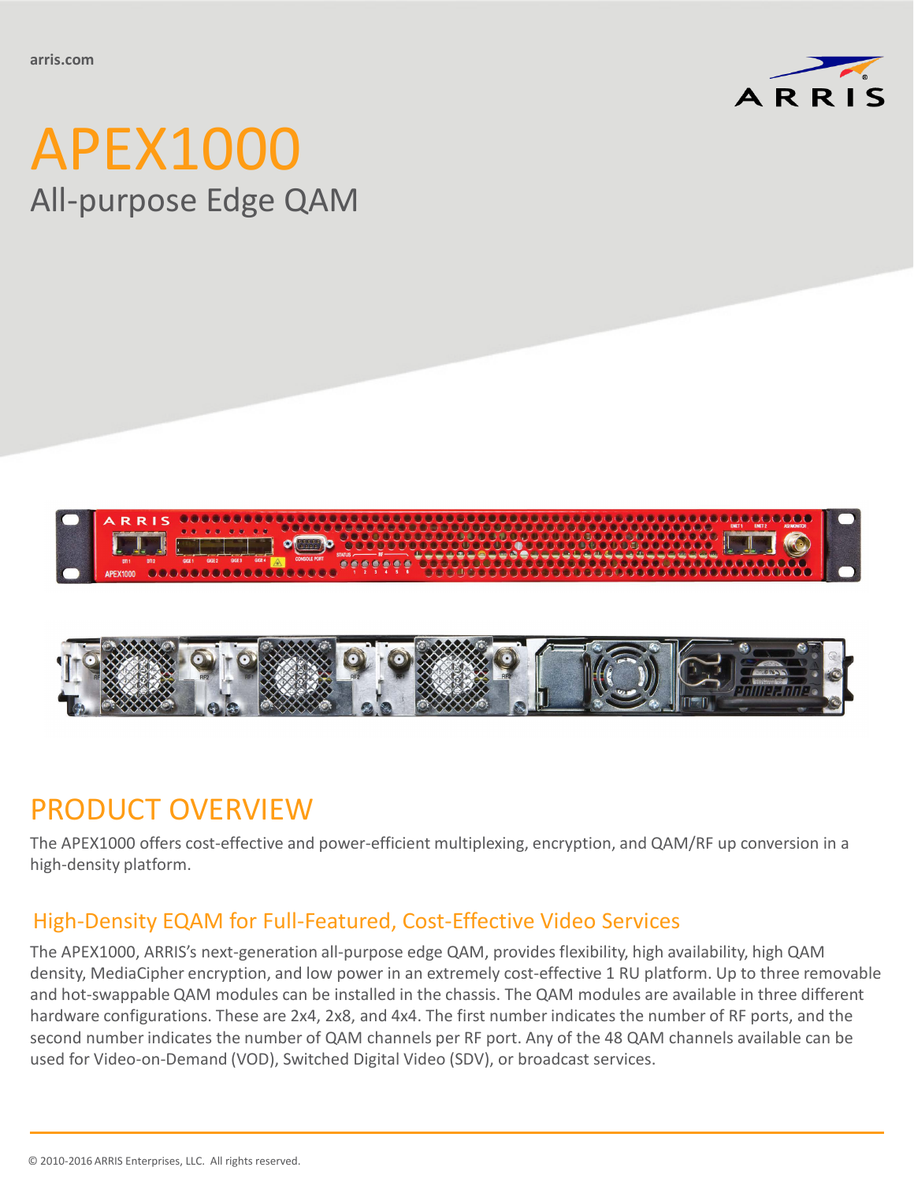# APEX1000

All-purpose Edge QAM

## PRODUCT OVERVIEW

The APEX1000 offers cost-effective and power-efficient multiplexing, encryption, and QAM/RF up conversion in a high-density platform.

### High-Density EQAM for Full-Featured, Cost-Effective Video Services

The APEX1000, ARRIS's next-generation all-purpose edge QAM, provides flexibility, high availability, high QAM density, MediaCipher encryption, and low power in an extremely cost-effective 1 RU platform. Up to three removable and hot-swappable QAM modules can be installed in the chassis. The QAM modules are available in three different hardware configurations. These are 2x4, 2x8, and 4x4. The first number indicates the number of RF ports, and the second number indicates the number of QAM channels per RF port. Any of the 48 QAM channels available can be used for Video-on-Demand (VOD), Switched Digital Video (SDV), or broadcast services.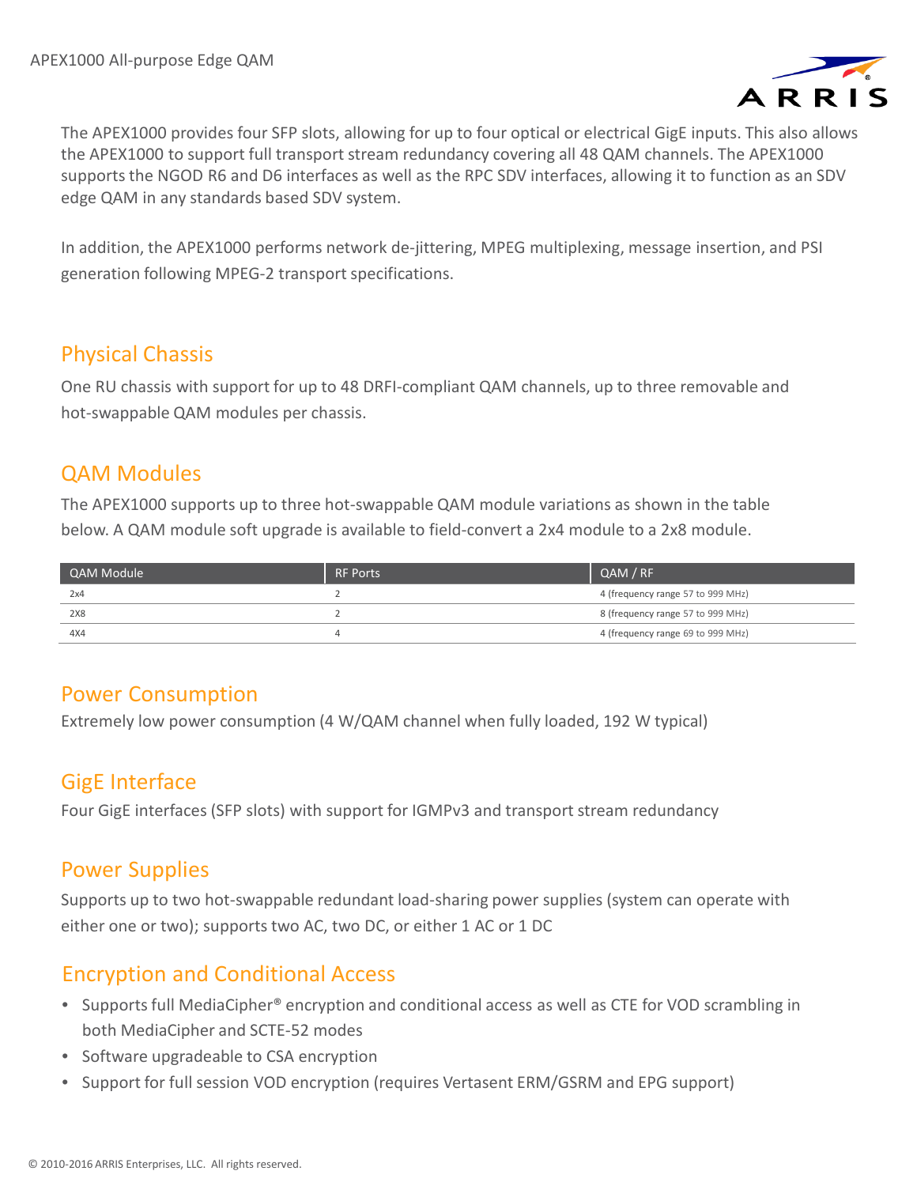The APEX1000 provides four SFP slots, allowing for up to four optical or electrical GigE inputs. This also allows the APEX1000 to support full transport stream redundancy covering all 48 QAM channels. The APEX1000 supports the NGOD R6 and D6 interfaces as well as the RPC SDV interfaces, allowing it to function as an SDV edge QAM in any standards based SDV system.

In addition, the APEX1000 performs network de-jittering, MPEG multiplexing, message insertion, and PSI generation following MPEG-2 transport specifications.

## Physical Chassis

One RU chassis with support for up to 48 DRFI-compliant QAM channels, up to three removable and hot-swappable QAM modules per chassis.

## QAM Modules

The APEX1000 supports up to three hot-swappable QAM module variations as shown in the table below. A QAM module soft upgrade is available to field-convert a 2x4 module to a 2x8 module.

| QAM Module | RF Ports | QAM / RF |
|---|---|---|
| 2x4 | 2 | 4 (frequency range 57 to 999 MHz) |
| 2X8 | 2 | 8 (frequency range 57 to 999 MHz) |
| 4X4 | 4 | 4 (frequency range 69 to 999 MHz) |

## Power Consumption

Extremely low power consumption (4 W/QAM channel when fully loaded, 192 W typical)

## GigE Interface

Four GigE interfaces (SFP slots) with support for IGMPv3 and transport stream redundancy

## Power Supplies

Supports up to two hot-swappable redundant load-sharing power supplies (system can operate with either one or two); supports two AC, two DC, or either 1 AC or 1 DC

## Encryption and Conditional Access

- Supports full MediaCipher® encryption and conditional access as well as CTE for VOD scrambling in both MediaCipher and SCTE-52 modes
- Software upgradeable to CSA encryption
- Support for full session VOD encryption (requires Vertasent ERM/GSRM and EPG support)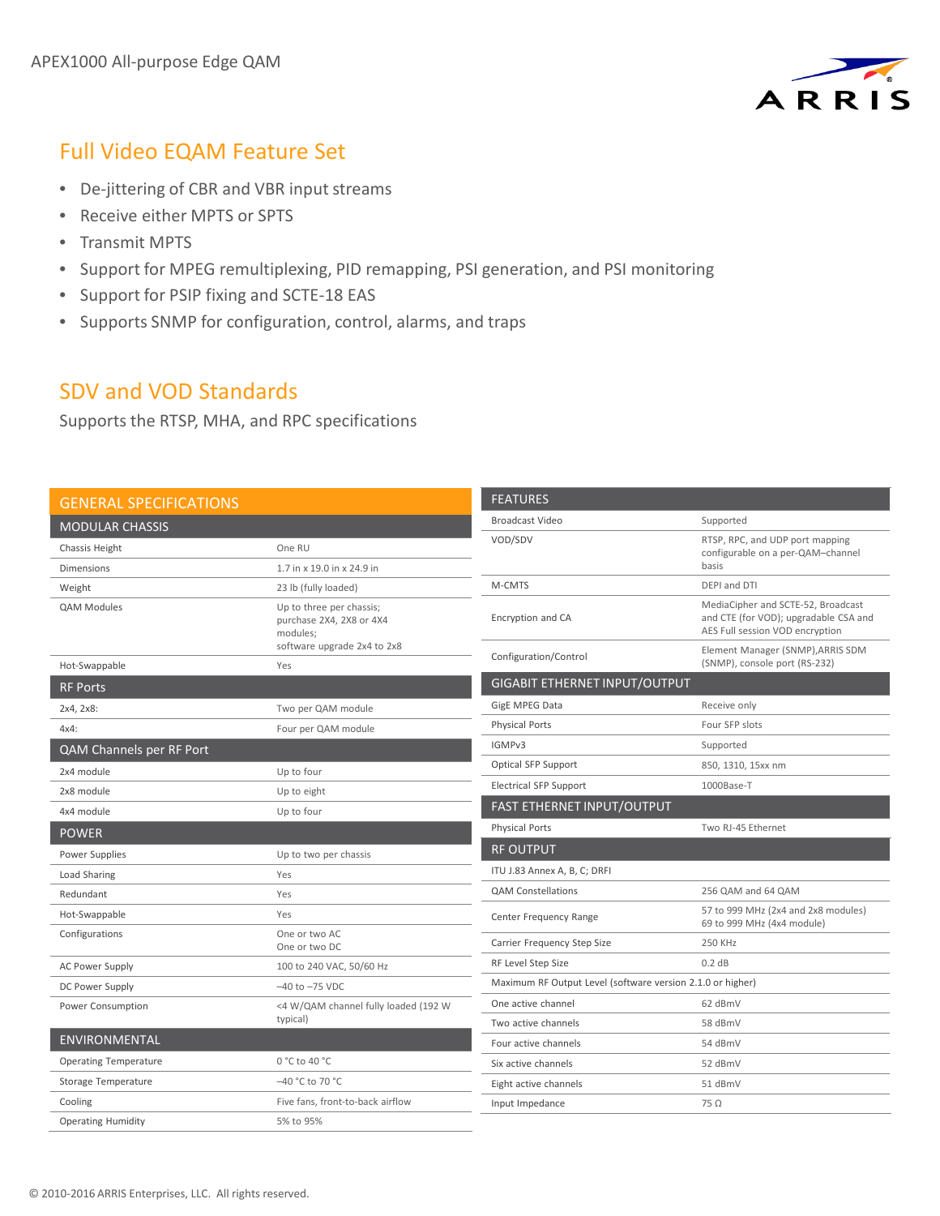## Full Video EQAM Feature Set

- De-jittering of CBR and VBR input streams
- Receive either MPTS or SPTS
- Transmit MPTS
- Support for MPEG remultiplexing, PID remapping, PSI generation, and PSI monitoring
- Support for PSIP fixing and SCTE-18 EAS
- Supports SNMP for configuration, control, alarms, and traps

## SDV and VOD Standards

Supports the RTSP, MHA, and RPC specifications

| GENERAL SPECIFICATIONS | |
|---|---|
| **MODULAR CHASSIS** | |
| Chassis Height | One RU |
| Dimensions | 1.7 in x 19.0 in x 24.9 in |
| Weight | 23 lb (fully loaded) |
| QAM Modules | Up to three per chassis; purchase 2X4, 2X8 or 4X4 modules; software upgrade 2x4 to 2x8 |
| Hot-Swappable | Yes |
| **RF Ports** | |
| 2x4, 2x8: | Two per QAM module |
| 4x4: | Four per QAM module |
| **QAM Channels per RF Port** | |
| 2x4 module | Up to four |
| 2x8 module | Up to eight |
| 4x4 module | Up to four |
| **POWER** | |
| Power Supplies | Up to two per chassis |
| Load Sharing | Yes |
| Redundant | Yes |
| Hot-Swappable | Yes |
| Configurations | One or two AC<br>One or two DC |
| AC Power Supply | 100 to 240 VAC, 50/60 Hz |
| DC Power Supply | –40 to –75 VDC |
| Power Consumption | <4 W/QAM channel fully loaded (192 W typical) |
| **ENVIRONMENTAL** | |
| Operating Temperature | 0 °C to 40 °C |
| Storage Temperature | –40 °C to 70 °C |
| Cooling | Five fans, front-to-back airflow |
| Operating Humidity | 5% to 95% |

| FEATURES | |
|---|---|
| Broadcast Video | Supported |
| VOD/SDV | RTSP, RPC, and UDP port mapping configurable on a per-QAM–channel basis |
| M-CMTS | DEPI and DTI |
| Encryption and CA | MediaCipher and SCTE-52, Broadcast and CTE (for VOD); upgradable CSA and AES Full session VOD encryption |
| Configuration/Control | Element Manager (SNMP),ARRIS SDM (SNMP), console port (RS-232) |
| **GIGABIT ETHERNET INPUT/OUTPUT** | |
| GigE MPEG Data | Receive only |
| Physical Ports | Four SFP slots |
| IGMPv3 | Supported |
| Optical SFP Support | 850, 1310, 15xx nm |
| Electrical SFP Support | 1000Base-T |
| **FAST ETHERNET INPUT/OUTPUT** | |
| Physical Ports | Two RJ-45 Ethernet |
| **RF OUTPUT** | |
| ITU J.83 Annex A, B, C; DRFI | |
| QAM Constellations | 256 QAM and 64 QAM |
| Center Frequency Range | 57 to 999 MHz (2x4 and 2x8 modules)<br>69 to 999 MHz (4x4 module) |
| Carrier Frequency Step Size | 250 KHz |
| RF Level Step Size | 0.2 dB |
| Maximum RF Output Level (software version 2.1.0 or higher) | |
| One active channel | 62 dBmV |
| Two active channels | 58 dBmV |
| Four active channels | 54 dBmV |
| Six active channels | 52 dBmV |
| Eight active channels | 51 dBmV |
| Input Impedance | 75 Ω |

© 2010-2016 ARRIS Enterprises, LLC. All rights reserved.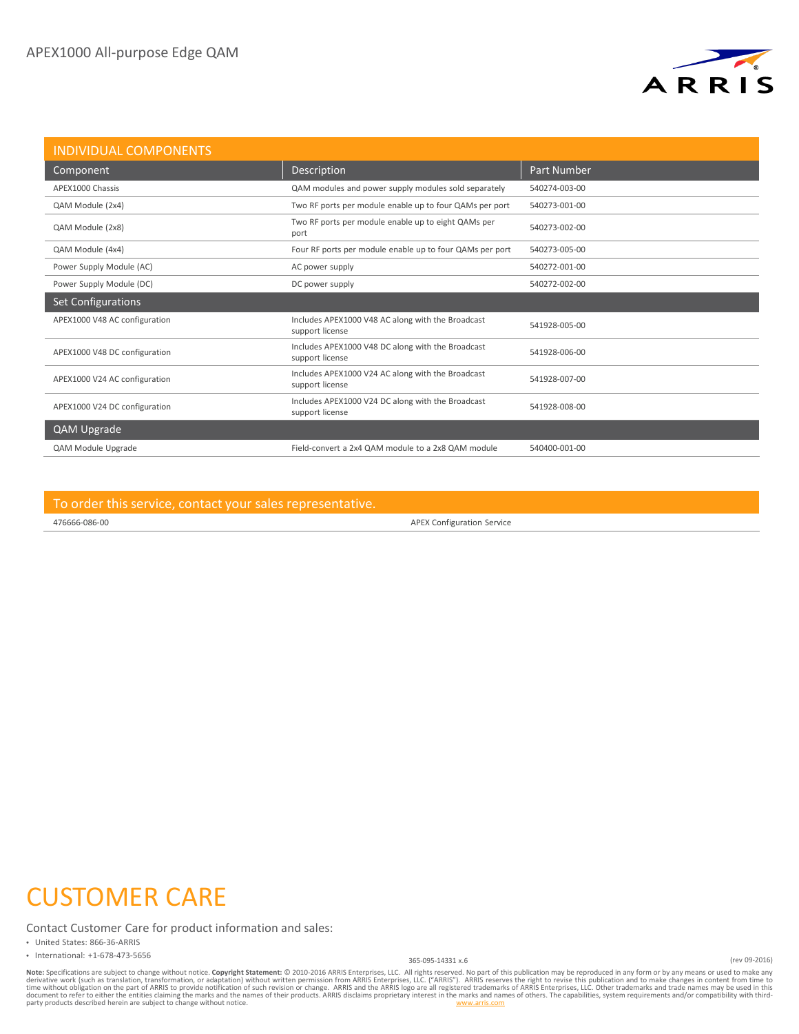## INDIVIDUAL COMPONENTS

| Component | Description | Part Number |
|---|---|---|
| APEX1000 Chassis | QAM modules and power supply modules sold separately | 540274-003-00 |
| QAM Module (2x4) | Two RF ports per module enable up to four QAMs per port | 540273-001-00 |
| QAM Module (2x8) | Two RF ports per module enable up to eight QAMs per port | 540273-002-00 |
| QAM Module (4x4) | Four RF ports per module enable up to four QAMs per port | 540273-005-00 |
| Power Supply Module (AC) | AC power supply | 540272-001-00 |
| Power Supply Module (DC) | DC power supply | 540272-002-00 |
| **Set Configurations** | | |
| APEX1000 V48 AC configuration | Includes APEX1000 V48 AC along with the Broadcast support license | 541928-005-00 |
| APEX1000 V48 DC configuration | Includes APEX1000 V48 DC along with the Broadcast support license | 541928-006-00 |
| APEX1000 V24 AC configuration | Includes APEX1000 V24 AC along with the Broadcast support license | 541928-007-00 |
| APEX1000 V24 DC configuration | Includes APEX1000 V24 DC along with the Broadcast support license | 541928-008-00 |
| **QAM Upgrade** | | |
| QAM Module Upgrade | Field-convert a 2x4 QAM module to a 2x8 QAM module | 540400-001-00 |

## To order this service, contact your sales representative.

| | |
|---|---|
| 476666-086-00 | APEX Configuration Service |

# CUSTOMER CARE

Contact Customer Care for product information and sales:

- United States: 866-36-ARRIS
- International: +1-678-473-5656

365-095-14331 x.6

(rev 09-2016)

**Note:** Specifications are subject to change without notice. **Copyright Statement:** © 2010-2016 ARRIS Enterprises, LLC. All rights reserved. No part of this publication may be reproduced in any form or by any means or used to make any derivative work (such as translation, transformation, or adaptation) without written permission from ARRIS Enterprises, LLC. ("ARRIS"). ARRIS reserves the right to revise this publication and to make changes in content from time to time without obligation on the part of ARRIS to provide notification of such revision or change. ARRIS and the ARRIS logo are all registered trademarks of ARRIS Enterprises, LLC. Other trademarks and trade names may be used in this document to refer to either the entities claiming the marks and the names of their products. ARRIS disclaims proprietary interest in the marks and names of others. The capabilities, system requirements and/or compatibility with third-party products described herein are subject to change without notice. www.arris.com